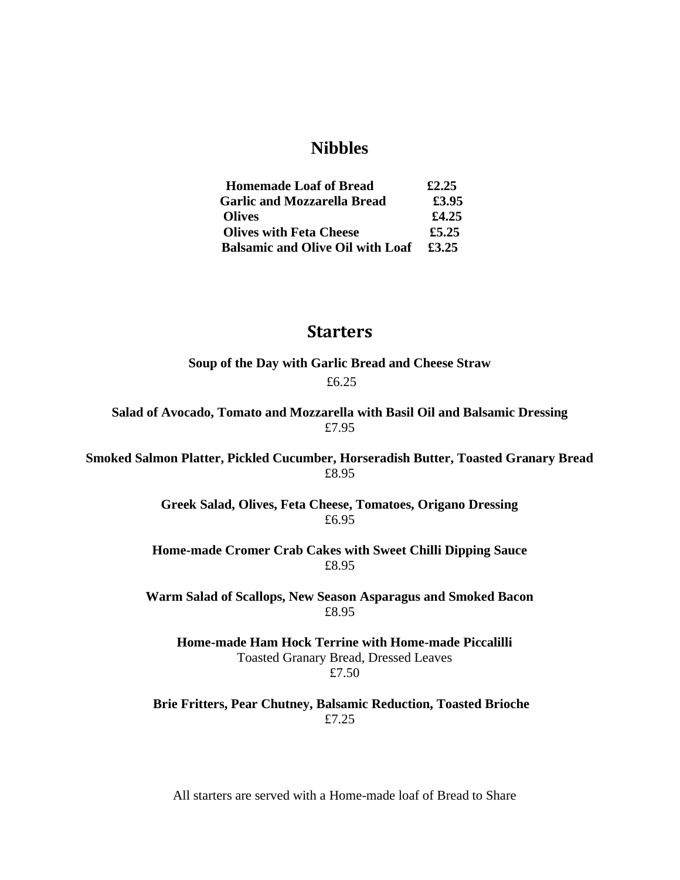## Nibbles

| | |
|---|---|
| **Homemade Loaf of Bread** | **£2.25** |
| **Garlic and Mozzarella Bread** | **£3.95** |
| **Olives** | **£4.25** |
| **Olives with Feta Cheese** | **£5.25** |
| **Balsamic and Olive Oil with Loaf** | **£3.25** |

## Starters

**Soup of the Day with Garlic Bread and Cheese Straw**
£6.25

**Salad of Avocado, Tomato and Mozzarella with Basil Oil and Balsamic Dressing**
£7.95

**Smoked Salmon Platter, Pickled Cucumber, Horseradish Butter, Toasted Granary Bread**
£8.95

**Greek Salad, Olives, Feta Cheese, Tomatoes, Origano Dressing**
£6.95

**Home-made Cromer Crab Cakes with Sweet Chilli Dipping Sauce**
£8.95

**Warm Salad of Scallops, New Season Asparagus and Smoked Bacon**
£8.95

**Home-made Ham Hock Terrine with Home-made Piccalilli**
Toasted Granary Bread, Dressed Leaves
£7.50

**Brie Fritters, Pear Chutney, Balsamic Reduction, Toasted Brioche**
£7.25

All starters are served with a Home-made loaf of Bread to Share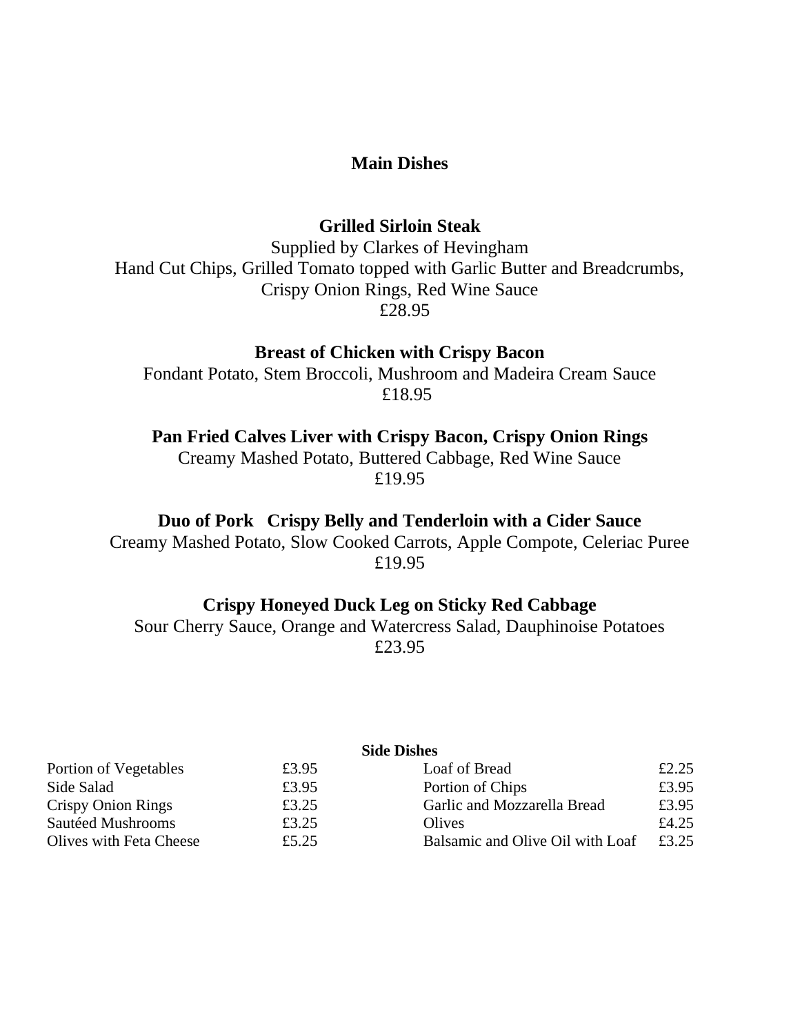# Main Dishes

### Grilled Sirloin Steak

Supplied by Clarkes of Hevingham
Hand Cut Chips, Grilled Tomato topped with Garlic Butter and Breadcrumbs, Crispy Onion Rings, Red Wine Sauce
£28.95

### Breast of Chicken with Crispy Bacon

Fondant Potato, Stem Broccoli, Mushroom and Madeira Cream Sauce
£18.95

### Pan Fried Calves Liver with Crispy Bacon, Crispy Onion Rings

Creamy Mashed Potato, Buttered Cabbage, Red Wine Sauce
£19.95

### Duo of Pork Crispy Belly and Tenderloin with a Cider Sauce

Creamy Mashed Potato, Slow Cooked Carrots, Apple Compote, Celeriac Puree
£19.95

### Crispy Honeyed Duck Leg on Sticky Red Cabbage

Sour Cherry Sauce, Orange and Watercress Salad, Dauphinoise Potatoes
£23.95

## Side Dishes

| Item | Price | Item | Price |
|---|---|---|---|
| Portion of Vegetables | £3.95 | Loaf of Bread | £2.25 |
| Side Salad | £3.95 | Portion of Chips | £3.95 |
| Crispy Onion Rings | £3.25 | Garlic and Mozzarella Bread | £3.95 |
| Sautéed Mushrooms | £3.25 | Olives | £4.25 |
| Olives with Feta Cheese | £5.25 | Balsamic and Olive Oil with Loaf | £3.25 |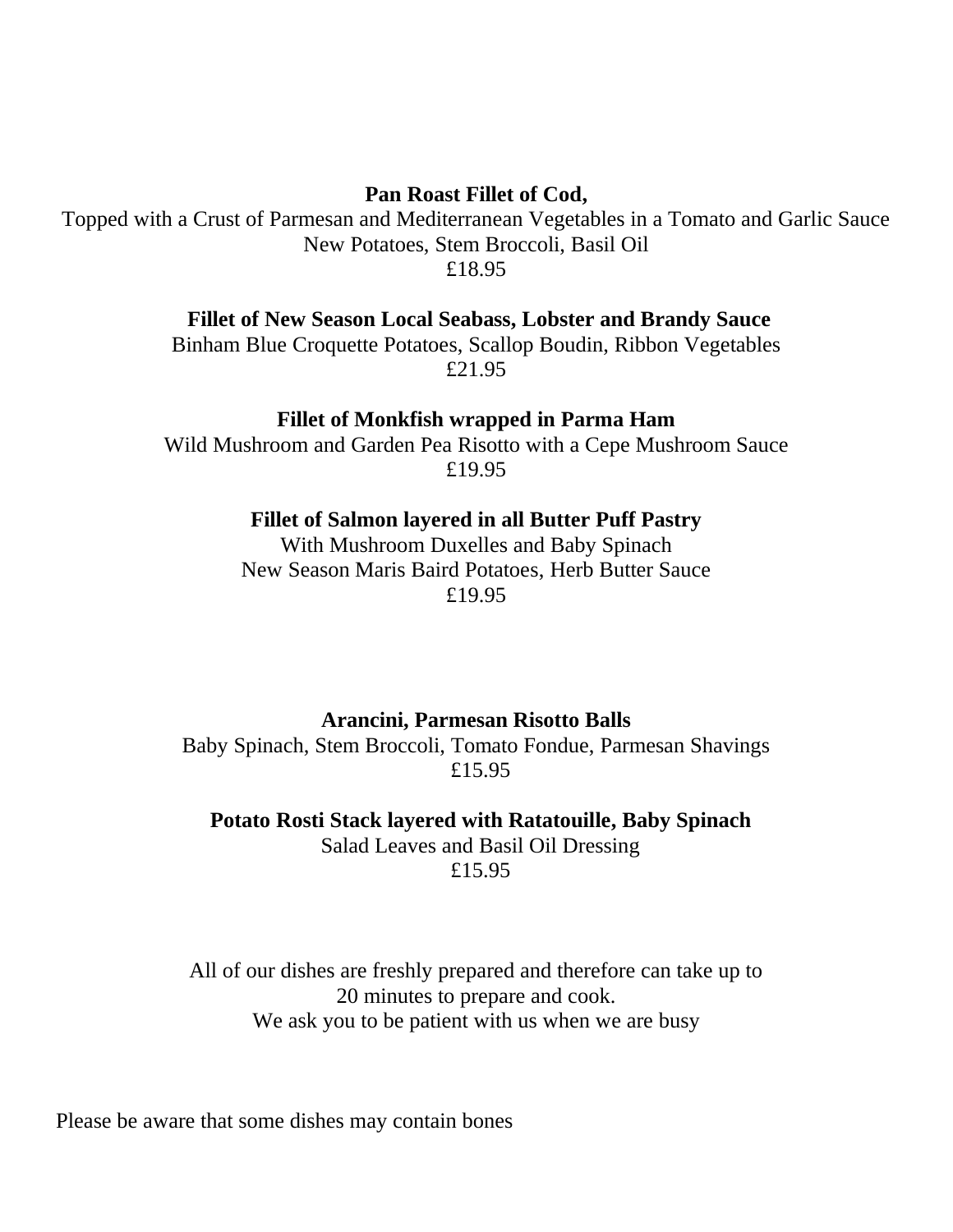**Pan Roast Fillet of Cod,**
Topped with a Crust of Parmesan and Mediterranean Vegetables in a Tomato and Garlic Sauce
New Potatoes, Stem Broccoli, Basil Oil
£18.95

**Fillet of New Season Local Seabass, Lobster and Brandy Sauce**
Binham Blue Croquette Potatoes, Scallop Boudin, Ribbon Vegetables
£21.95

**Fillet of Monkfish wrapped in Parma Ham**
Wild Mushroom and Garden Pea Risotto with a Cepe Mushroom Sauce
£19.95

**Fillet of Salmon layered in all Butter Puff Pastry**
With Mushroom Duxelles and Baby Spinach
New Season Maris Baird Potatoes, Herb Butter Sauce
£19.95

**Arancini, Parmesan Risotto Balls**
Baby Spinach, Stem Broccoli, Tomato Fondue, Parmesan Shavings
£15.95

**Potato Rosti Stack layered with Ratatouille, Baby Spinach**
Salad Leaves and Basil Oil Dressing
£15.95

All of our dishes are freshly prepared and therefore can take up to
20 minutes to prepare and cook.
We ask you to be patient with us when we are busy

Please be aware that some dishes may contain bones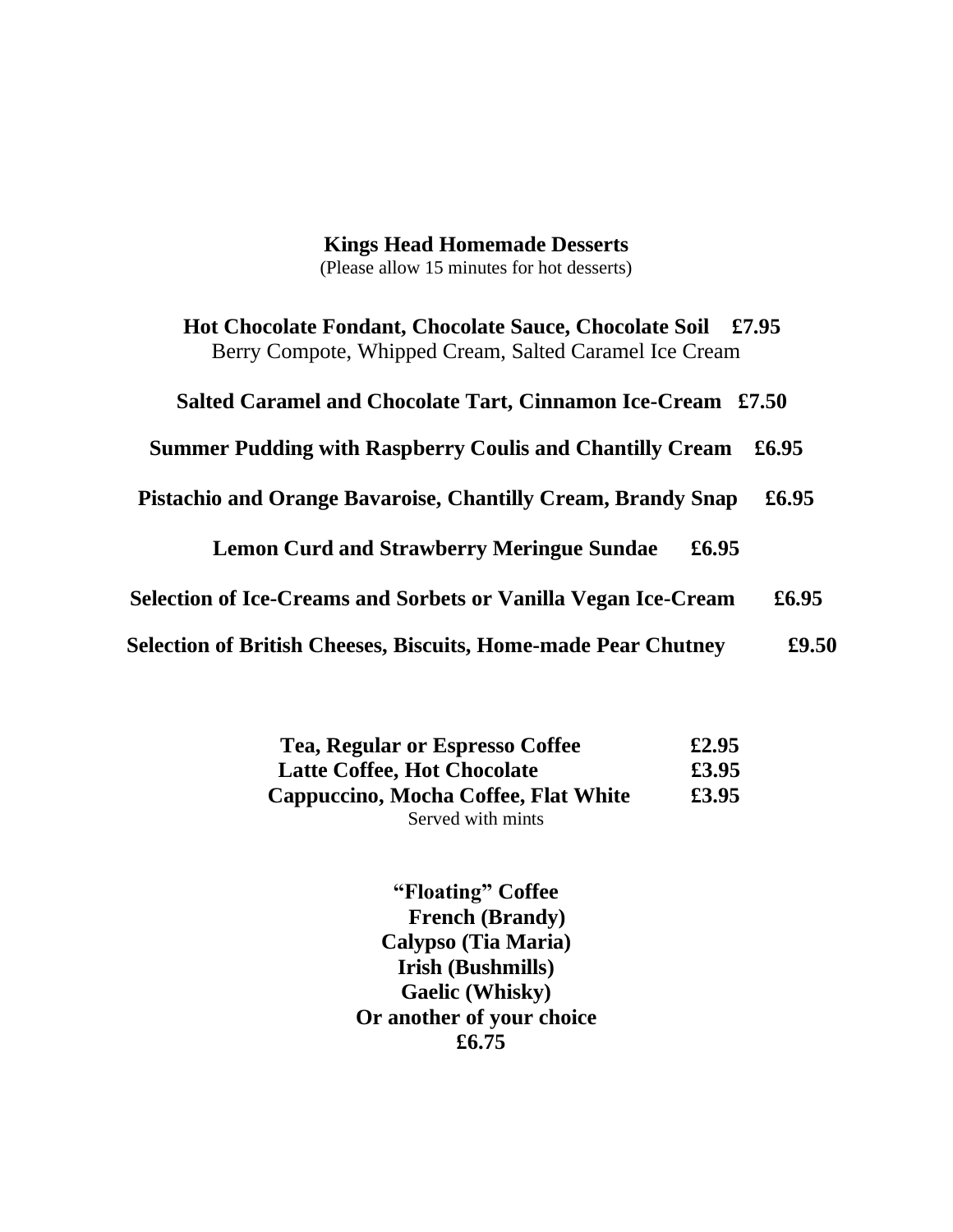## Kings Head Homemade Desserts

(Please allow 15 minutes for hot desserts)

**Hot Chocolate Fondant, Chocolate Sauce, Chocolate Soil £7.95**
Berry Compote, Whipped Cream, Salted Caramel Ice Cream

**Salted Caramel and Chocolate Tart, Cinnamon Ice-Cream £7.50**

**Summer Pudding with Raspberry Coulis and Chantilly Cream £6.95**

**Pistachio and Orange Bavaroise, Chantilly Cream, Brandy Snap £6.95**

**Lemon Curd and Strawberry Meringue Sundae £6.95**

**Selection of Ice-Creams and Sorbets or Vanilla Vegan Ice-Cream £6.95**

**Selection of British Cheeses, Biscuits, Home-made Pear Chutney £9.50**

| | |
|---|---|
| **Tea, Regular or Espresso Coffee** | **£2.95** |
| **Latte Coffee, Hot Chocolate** | **£3.95** |
| **Cappuccino, Mocha Coffee, Flat White** | **£3.95** |

Served with mints

**"Floating" Coffee**
**French (Brandy)**
**Calypso (Tia Maria)**
**Irish (Bushmills)**
**Gaelic (Whisky)**
**Or another of your choice**
**£6.75**